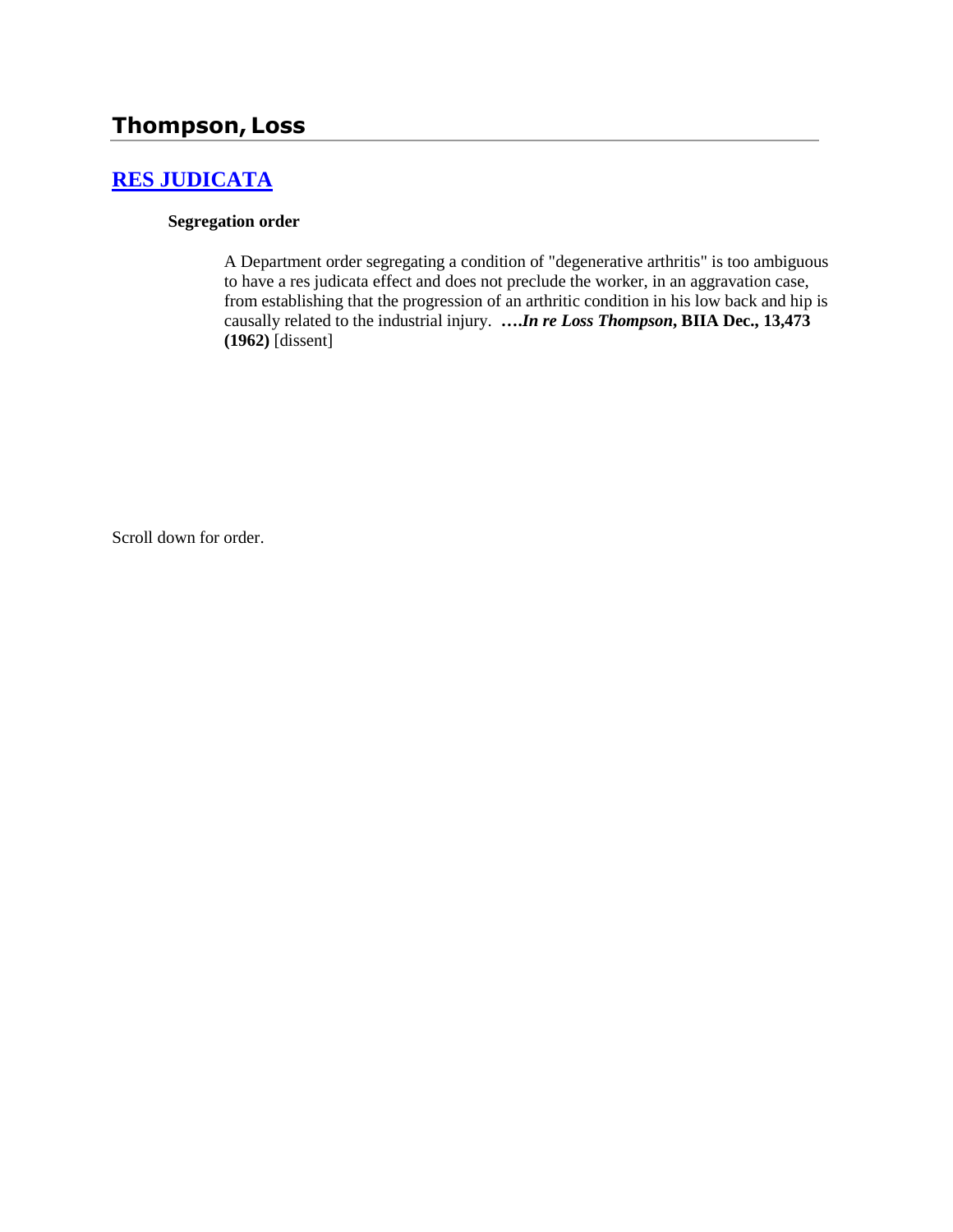# Thompson, Loss

## [RES JUDICATA]

### Segregation order

A Department order segregating a condition of "degenerative arthritis" is too ambiguous to have a res judicata effect and does not preclude the worker, in an aggravation case, from establishing that the progression of an arthritic condition in his low back and hip is causally related to the industrial injury. **….*In re Loss Thompson*, BIIA Dec., 13,473 (1962)** [dissent]

Scroll down for order.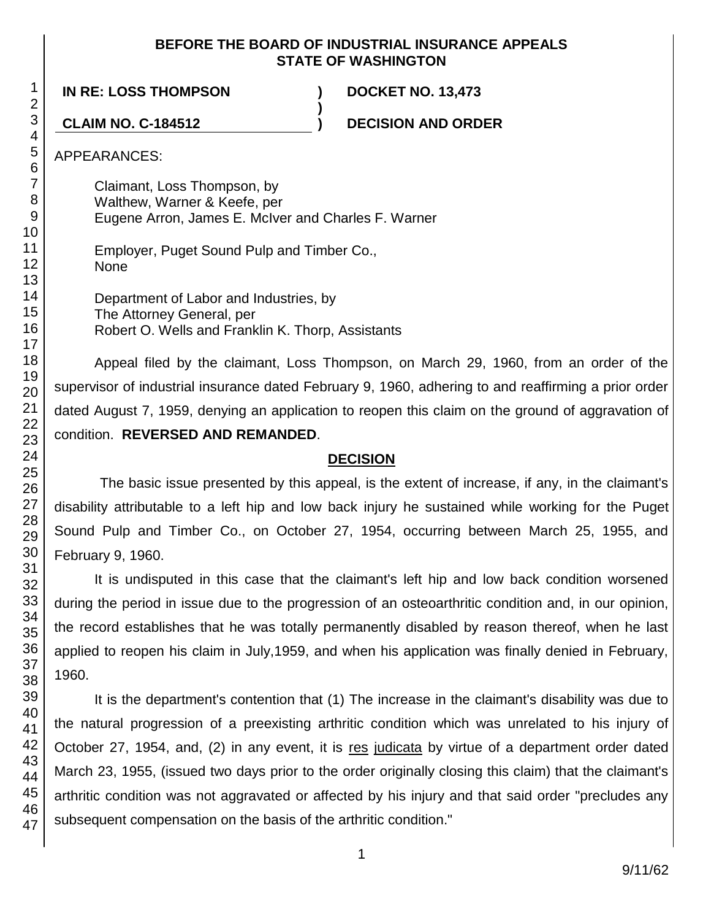**BEFORE THE BOARD OF INDUSTRIAL INSURANCE APPEALS**
**STATE OF WASHINGTON**

**IN RE: LOSS THOMPSON** ) **DOCKET NO. 13,473**
)
**CLAIM NO. C-184512** ) **DECISION AND ORDER**

APPEARANCES:

Claimant, Loss Thompson, by
Walthew, Warner & Keefe, per
Eugene Arron, James E. McIver and Charles F. Warner

Employer, Puget Sound Pulp and Timber Co.,
None

Department of Labor and Industries, by
The Attorney General, per
Robert O. Wells and Franklin K. Thorp, Assistants

Appeal filed by the claimant, Loss Thompson, on March 29, 1960, from an order of the supervisor of industrial insurance dated February 9, 1960, adhering to and reaffirming a prior order dated August 7, 1959, denying an application to reopen this claim on the ground of aggravation of condition. **REVERSED AND REMANDED**.

## DECISION

The basic issue presented by this appeal, is the extent of increase, if any, in the claimant's disability attributable to a left hip and low back injury he sustained while working for the Puget Sound Pulp and Timber Co., on October 27, 1954, occurring between March 25, 1955, and February 9, 1960.

It is undisputed in this case that the claimant's left hip and low back condition worsened during the period in issue due to the progression of an osteoarthritic condition and, in our opinion, the record establishes that he was totally permanently disabled by reason thereof, when he last applied to reopen his claim in July,1959, and when his application was finally denied in February, 1960.

It is the department's contention that (1) The increase in the claimant's disability was due to the natural progression of a preexisting arthritic condition which was unrelated to his injury of October 27, 1954, and, (2) in any event, it is res judicata by virtue of a department order dated March 23, 1955, (issued two days prior to the order originally closing this claim) that the claimant's arthritic condition was not aggravated or affected by his injury and that said order "precludes any subsequent compensation on the basis of the arthritic condition."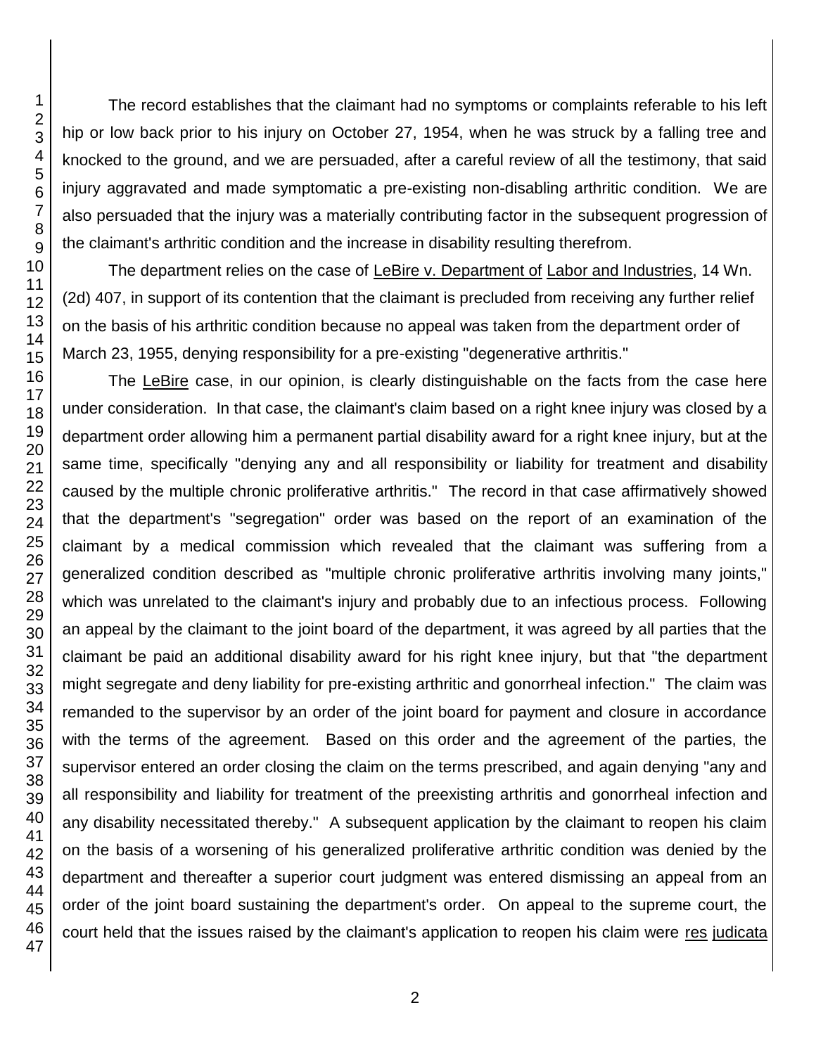The record establishes that the claimant had no symptoms or complaints referable to his left hip or low back prior to his injury on October 27, 1954, when he was struck by a falling tree and knocked to the ground, and we are persuaded, after a careful review of all the testimony, that said injury aggravated and made symptomatic a pre-existing non-disabling arthritic condition. We are also persuaded that the injury was a materially contributing factor in the subsequent progression of the claimant's arthritic condition and the increase in disability resulting therefrom.

The department relies on the case of LeBire v. Department of Labor and Industries, 14 Wn. (2d) 407, in support of its contention that the claimant is precluded from receiving any further relief on the basis of his arthritic condition because no appeal was taken from the department order of March 23, 1955, denying responsibility for a pre-existing "degenerative arthritis."

The LeBire case, in our opinion, is clearly distinguishable on the facts from the case here under consideration. In that case, the claimant's claim based on a right knee injury was closed by a department order allowing him a permanent partial disability award for a right knee injury, but at the same time, specifically "denying any and all responsibility or liability for treatment and disability caused by the multiple chronic proliferative arthritis." The record in that case affirmatively showed that the department's "segregation" order was based on the report of an examination of the claimant by a medical commission which revealed that the claimant was suffering from a generalized condition described as "multiple chronic proliferative arthritis involving many joints," which was unrelated to the claimant's injury and probably due to an infectious process. Following an appeal by the claimant to the joint board of the department, it was agreed by all parties that the claimant be paid an additional disability award for his right knee injury, but that "the department might segregate and deny liability for pre-existing arthritic and gonorrheal infection." The claim was remanded to the supervisor by an order of the joint board for payment and closure in accordance with the terms of the agreement. Based on this order and the agreement of the parties, the supervisor entered an order closing the claim on the terms prescribed, and again denying "any and all responsibility and liability for treatment of the preexisting arthritis and gonorrheal infection and any disability necessitated thereby." A subsequent application by the claimant to reopen his claim on the basis of a worsening of his generalized proliferative arthritic condition was denied by the department and thereafter a superior court judgment was entered dismissing an appeal from an order of the joint board sustaining the department's order. On appeal to the supreme court, the court held that the issues raised by the claimant's application to reopen his claim were res judicata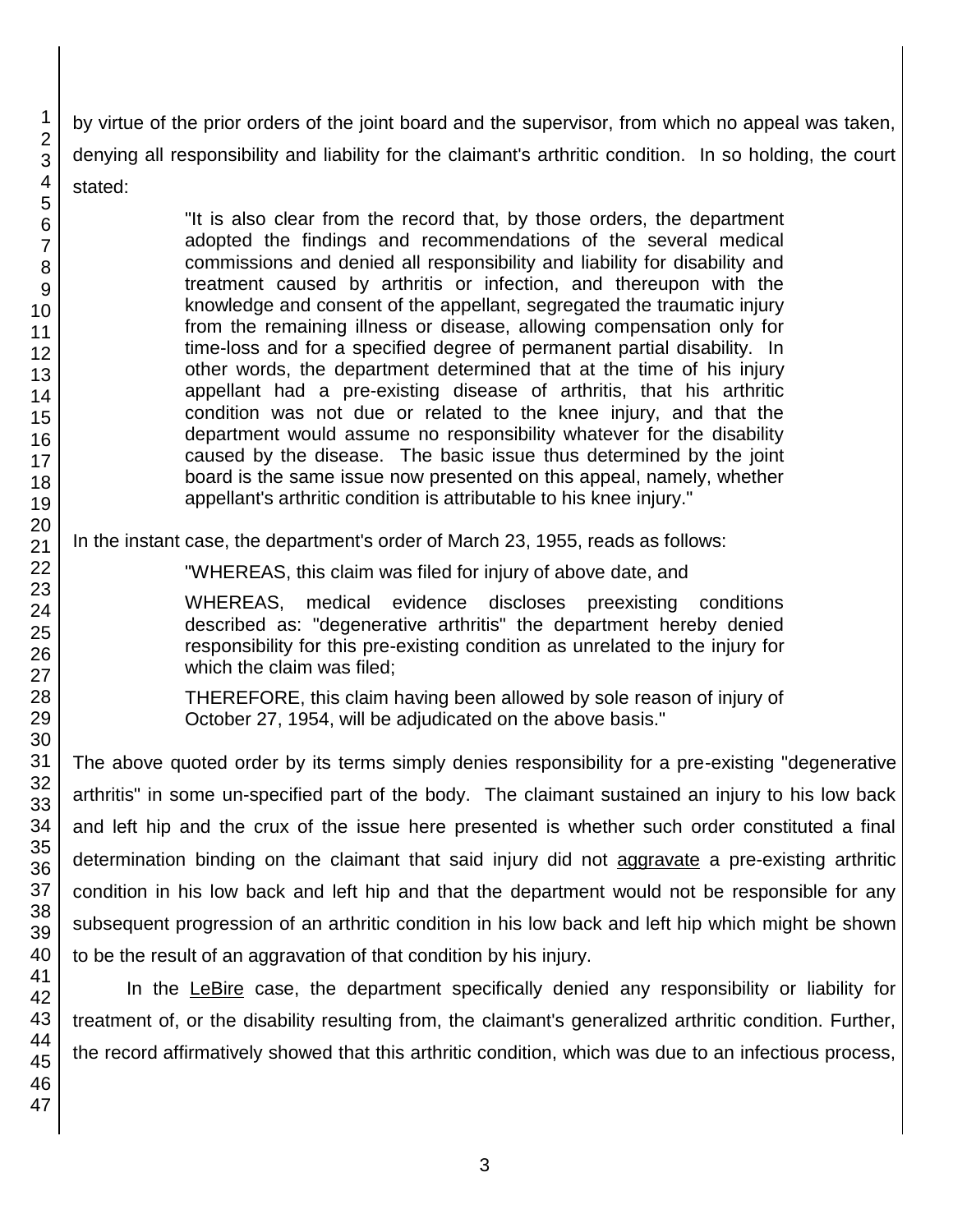by virtue of the prior orders of the joint board and the supervisor, from which no appeal was taken, denying all responsibility and liability for the claimant's arthritic condition. In so holding, the court stated:

> "It is also clear from the record that, by those orders, the department adopted the findings and recommendations of the several medical commissions and denied all responsibility and liability for disability and treatment caused by arthritis or infection, and thereupon with the knowledge and consent of the appellant, segregated the traumatic injury from the remaining illness or disease, allowing compensation only for time-loss and for a specified degree of permanent partial disability. In other words, the department determined that at the time of his injury appellant had a pre-existing disease of arthritis, that his arthritic condition was not due or related to the knee injury, and that the department would assume no responsibility whatever for the disability caused by the disease. The basic issue thus determined by the joint board is the same issue now presented on this appeal, namely, whether appellant's arthritic condition is attributable to his knee injury."

In the instant case, the department's order of March 23, 1955, reads as follows:

> "WHEREAS, this claim was filed for injury of above date, and
>
> WHEREAS, medical evidence discloses preexisting conditions described as: "degenerative arthritis" the department hereby denied responsibility for this pre-existing condition as unrelated to the injury for which the claim was filed;
>
> THEREFORE, this claim having been allowed by sole reason of injury of October 27, 1954, will be adjudicated on the above basis."

The above quoted order by its terms simply denies responsibility for a pre-existing "degenerative arthritis" in some un-specified part of the body. The claimant sustained an injury to his low back and left hip and the crux of the issue here presented is whether such order constituted a final determination binding on the claimant that said injury did not aggravate a pre-existing arthritic condition in his low back and left hip and that the department would not be responsible for any subsequent progression of an arthritic condition in his low back and left hip which might be shown to be the result of an aggravation of that condition by his injury.

In the LeBire case, the department specifically denied any responsibility or liability for treatment of, or the disability resulting from, the claimant's generalized arthritic condition. Further, the record affirmatively showed that this arthritic condition, which was due to an infectious process,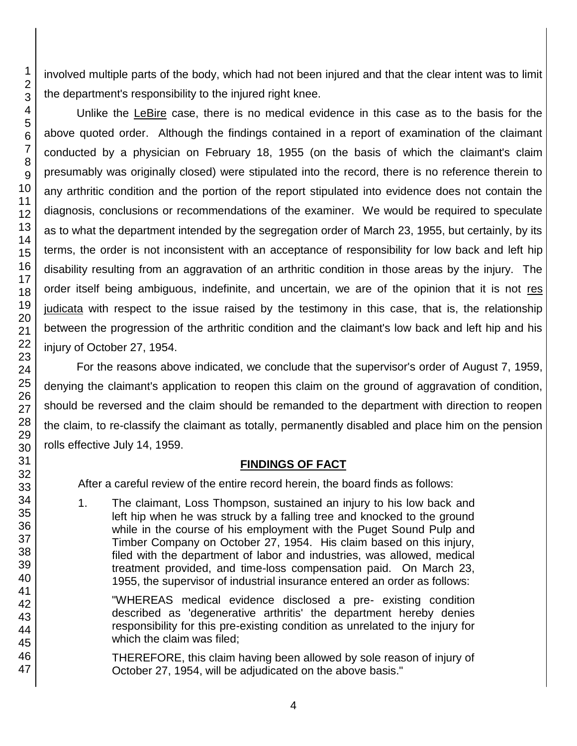involved multiple parts of the body, which had not been injured and that the clear intent was to limit the department's responsibility to the injured right knee.

Unlike the LeBire case, there is no medical evidence in this case as to the basis for the above quoted order. Although the findings contained in a report of examination of the claimant conducted by a physician on February 18, 1955 (on the basis of which the claimant's claim presumably was originally closed) were stipulated into the record, there is no reference therein to any arthritic condition and the portion of the report stipulated into evidence does not contain the diagnosis, conclusions or recommendations of the examiner. We would be required to speculate as to what the department intended by the segregation order of March 23, 1955, but certainly, by its terms, the order is not inconsistent with an acceptance of responsibility for low back and left hip disability resulting from an aggravation of an arthritic condition in those areas by the injury. The order itself being ambiguous, indefinite, and uncertain, we are of the opinion that it is not res judicata with respect to the issue raised by the testimony in this case, that is, the relationship between the progression of the arthritic condition and the claimant's low back and left hip and his injury of October 27, 1954.

For the reasons above indicated, we conclude that the supervisor's order of August 7, 1959, denying the claimant's application to reopen this claim on the ground of aggravation of condition, should be reversed and the claim should be remanded to the department with direction to reopen the claim, to re-classify the claimant as totally, permanently disabled and place him on the pension rolls effective July 14, 1959.

## FINDINGS OF FACT

After a careful review of the entire record herein, the board finds as follows:

1. The claimant, Loss Thompson, sustained an injury to his low back and left hip when he was struck by a falling tree and knocked to the ground while in the course of his employment with the Puget Sound Pulp and Timber Company on October 27, 1954. His claim based on this injury, filed with the department of labor and industries, was allowed, medical treatment provided, and time-loss compensation paid. On March 23, 1955, the supervisor of industrial insurance entered an order as follows:

   "WHEREAS medical evidence disclosed a pre- existing condition described as 'degenerative arthritis' the department hereby denies responsibility for this pre-existing condition as unrelated to the injury for which the claim was filed;

   THEREFORE, this claim having been allowed by sole reason of injury of October 27, 1954, will be adjudicated on the above basis."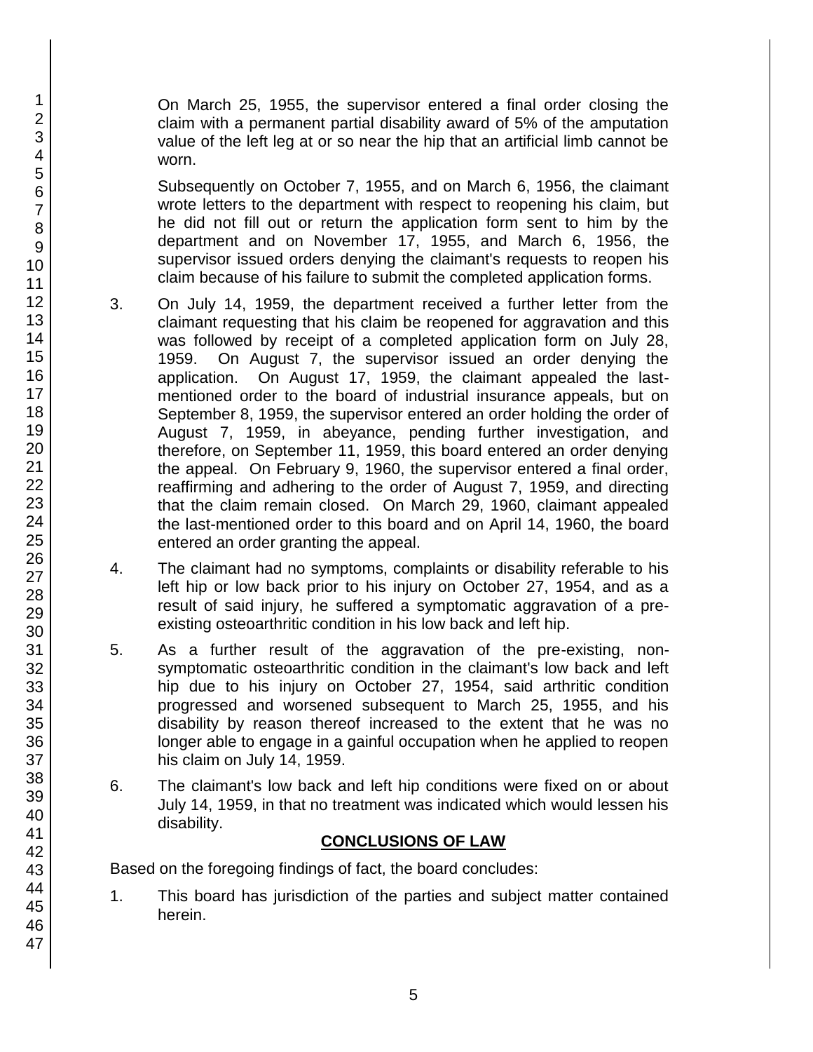On March 25, 1955, the supervisor entered a final order closing the claim with a permanent partial disability award of 5% of the amputation value of the left leg at or so near the hip that an artificial limb cannot be worn.

Subsequently on October 7, 1955, and on March 6, 1956, the claimant wrote letters to the department with respect to reopening his claim, but he did not fill out or return the application form sent to him by the department and on November 17, 1955, and March 6, 1956, the supervisor issued orders denying the claimant's requests to reopen his claim because of his failure to submit the completed application forms.

3. On July 14, 1959, the department received a further letter from the claimant requesting that his claim be reopened for aggravation and this was followed by receipt of a completed application form on July 28, 1959. On August 7, the supervisor issued an order denying the application. On August 17, 1959, the claimant appealed the last-mentioned order to the board of industrial insurance appeals, but on September 8, 1959, the supervisor entered an order holding the order of August 7, 1959, in abeyance, pending further investigation, and therefore, on September 11, 1959, this board entered an order denying the appeal. On February 9, 1960, the supervisor entered a final order, reaffirming and adhering to the order of August 7, 1959, and directing that the claim remain closed. On March 29, 1960, claimant appealed the last-mentioned order to this board and on April 14, 1960, the board entered an order granting the appeal.

4. The claimant had no symptoms, complaints or disability referable to his left hip or low back prior to his injury on October 27, 1954, and as a result of said injury, he suffered a symptomatic aggravation of a pre-existing osteoarthritic condition in his low back and left hip.

5. As a further result of the aggravation of the pre-existing, non-symptomatic osteoarthritic condition in the claimant's low back and left hip due to his injury on October 27, 1954, said arthritic condition progressed and worsened subsequent to March 25, 1955, and his disability by reason thereof increased to the extent that he was no longer able to engage in a gainful occupation when he applied to reopen his claim on July 14, 1959.

6. The claimant's low back and left hip conditions were fixed on or about July 14, 1959, in that no treatment was indicated which would lessen his disability.

## CONCLUSIONS OF LAW

Based on the foregoing findings of fact, the board concludes:

1. This board has jurisdiction of the parties and subject matter contained herein.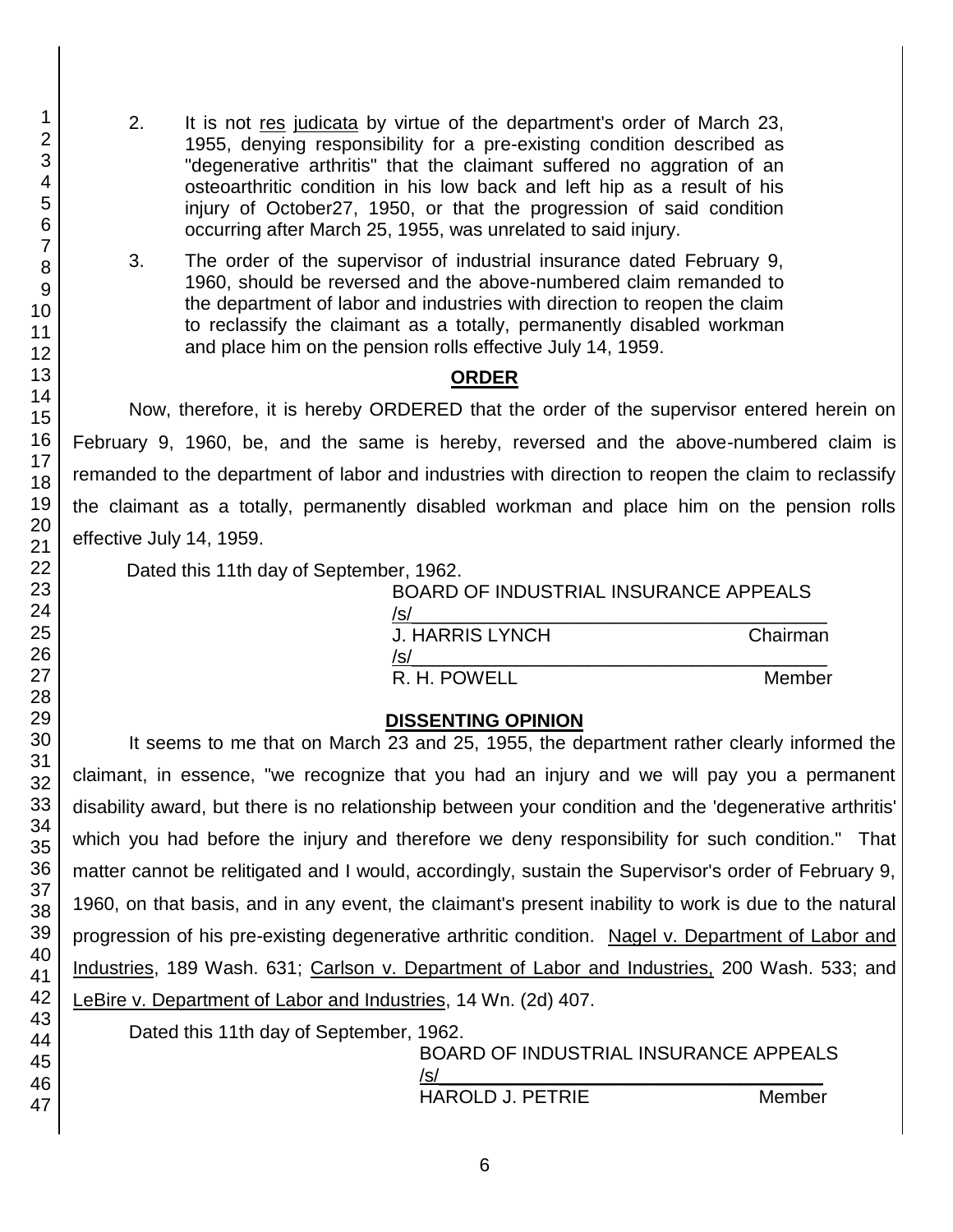2. It is not res judicata by virtue of the department's order of March 23, 1955, denying responsibility for a pre-existing condition described as "degenerative arthritis" that the claimant suffered no aggration of an osteoarthritic condition in his low back and left hip as a result of his injury of October27, 1950, or that the progression of said condition occurring after March 25, 1955, was unrelated to said injury.

3. The order of the supervisor of industrial insurance dated February 9, 1960, should be reversed and the above-numbered claim remanded to the department of labor and industries with direction to reopen the claim to reclassify the claimant as a totally, permanently disabled workman and place him on the pension rolls effective July 14, 1959.

## ORDER

Now, therefore, it is hereby ORDERED that the order of the supervisor entered herein on February 9, 1960, be, and the same is hereby, reversed and the above-numbered claim is remanded to the department of labor and industries with direction to reopen the claim to reclassify the claimant as a totally, permanently disabled workman and place him on the pension rolls effective July 14, 1959.

Dated this 11th day of September, 1962.

BOARD OF INDUSTRIAL INSURANCE APPEALS

/s/

J. HARRIS LYNCH Chairman

/s/

R. H. POWELL Member

## DISSENTING OPINION

It seems to me that on March 23 and 25, 1955, the department rather clearly informed the claimant, in essence, "we recognize that you had an injury and we will pay you a permanent disability award, but there is no relationship between your condition and the 'degenerative arthritis' which you had before the injury and therefore we deny responsibility for such condition." That matter cannot be relitigated and I would, accordingly, sustain the Supervisor's order of February 9, 1960, on that basis, and in any event, the claimant's present inability to work is due to the natural progression of his pre-existing degenerative arthritic condition. Nagel v. Department of Labor and Industries, 189 Wash. 631; Carlson v. Department of Labor and Industries, 200 Wash. 533; and LeBire v. Department of Labor and Industries, 14 Wn. (2d) 407.

Dated this 11th day of September, 1962.

BOARD OF INDUSTRIAL INSURANCE APPEALS

/s/

HAROLD J. PETRIE Member